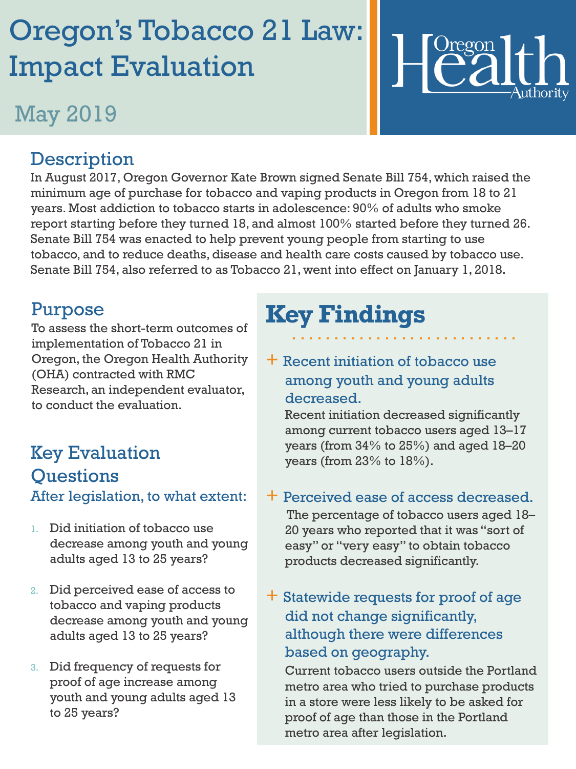# Oregon's Tobacco 21 Law: Impact Evaluation

May 2019

Oregon Health Authority

## Description

In August 2017, Oregon Governor Kate Brown signed Senate Bill 754, which raised the minimum age of purchase for tobacco and vaping products in Oregon from 18 to 21 years. Most addiction to tobacco starts in adolescence: 90% of adults who smoke report starting before they turned 18, and almost 100% started before they turned 26. Senate Bill 754 was enacted to help prevent young people from starting to use tobacco, and to reduce deaths, disease and health care costs caused by tobacco use. Senate Bill 754, also referred to as Tobacco 21, went into effect on January 1, 2018.

## Purpose

To assess the short-term outcomes of implementation of Tobacco 21 in Oregon, the Oregon Health Authority (OHA) contracted with RMC Research, an independent evaluator, to conduct the evaluation.

## Key Evaluation Questions

### After legislation, to what extent:

1. Did initiation of tobacco use decrease among youth and young adults aged 13 to 25 years?
2. Did perceived ease of access to tobacco and vaping products decrease among youth and young adults aged 13 to 25 years?
3. Did frequency of requests for proof of age increase among youth and young adults aged 13 to 25 years?

## Key Findings

### + Recent initiation of tobacco use among youth and young adults decreased.

Recent initiation decreased significantly among current tobacco users aged 13–17 years (from 34% to 25%) and aged 18–20 years (from 23% to 18%).

### + Perceived ease of access decreased.

The percentage of tobacco users aged 18–20 years who reported that it was "sort of easy" or "very easy" to obtain tobacco products decreased significantly.

### + Statewide requests for proof of age did not change significantly, although there were differences based on geography.

Current tobacco users outside the Portland metro area who tried to purchase products in a store were less likely to be asked for proof of age than those in the Portland metro area after legislation.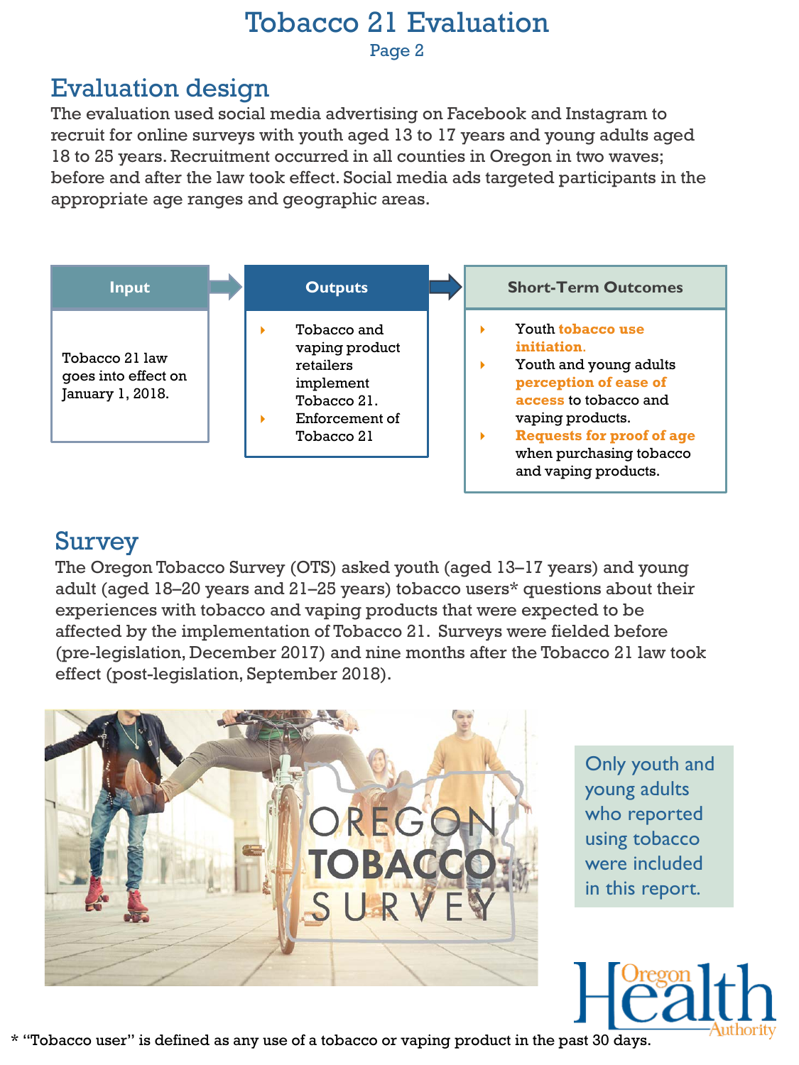# Tobacco 21 Evaluation

## Evaluation design

The evaluation used social media advertising on Facebook and Instagram to recruit for online surveys with youth aged 13 to 17 years and young adults aged 18 to 25 years. Recruitment occurred in all counties in Oregon in two waves; before and after the law took effect. Social media ads targeted participants in the appropriate age ranges and geographic areas.

| Input | Outputs | Short-Term Outcomes |
|---|---|---|
| Tobacco 21 law goes into effect on January 1, 2018. | • Tobacco and vaping product retailers implement Tobacco 21.<br>• Enforcement of Tobacco 21 | • Youth **tobacco use initiation.**<br>• Youth and young adults **perception of ease of access** to tobacco and vaping products.<br>• **Requests for proof of age** when purchasing tobacco and vaping products. |

## Survey

The Oregon Tobacco Survey (OTS) asked youth (aged 13–17 years) and young adult (aged 18–20 years and 21–25 years) tobacco users* questions about their experiences with tobacco and vaping products that were expected to be affected by the implementation of Tobacco 21. Surveys were fielded before (pre-legislation, December 2017) and nine months after the Tobacco 21 law took effect (post-legislation, September 2018).

Only youth and young adults who reported using tobacco were included in this report.

\* "Tobacco user" is defined as any use of a tobacco or vaping product in the past 30 days.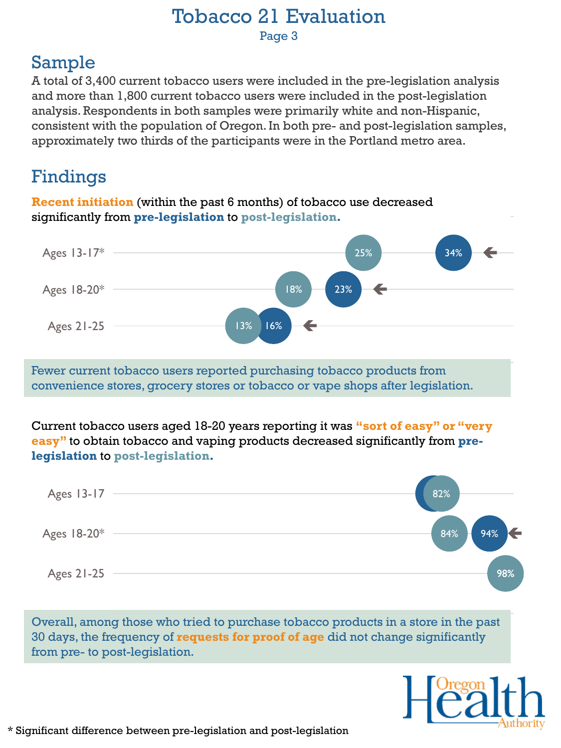# Tobacco 21 Evaluation

## Sample

A total of 3,400 current tobacco users were included in the pre-legislation analysis and more than 1,800 current tobacco users were included in the post-legislation analysis. Respondents in both samples were primarily white and non-Hispanic, consistent with the population of Oregon. In both pre- and post-legislation samples, approximately two thirds of the participants were in the Portland metro area.

## Findings

**Recent initiation** (within the past 6 months) of tobacco use decreased significantly from **pre-legislation** to **post-legislation.**

| | Post-legislation | Pre-legislation |
|---|---|---|
| Ages 13-17* | 25% | 34% |
| Ages 18-20* | 18% | 23% |
| Ages 21-25 | 13% | 16% |

Fewer current tobacco users reported purchasing tobacco products from convenience stores, grocery stores or tobacco or vape shops after legislation.

Current tobacco users aged 18-20 years reporting it was **"sort of easy" or "very easy"** to obtain tobacco and vaping products decreased significantly from **pre-legislation** to **post-legislation.**

| | Post-legislation | Pre-legislation |
|---|---|---|
| Ages 13-17 | 82% | |
| Ages 18-20* | 84% | 94% |
| Ages 21-25 | 98% | |

Overall, among those who tried to purchase tobacco products in a store in the past 30 days, the frequency of **requests for proof of age** did not change significantly from pre- to post-legislation.

Oregon Health Authority

* Significant difference between pre-legislation and post-legislation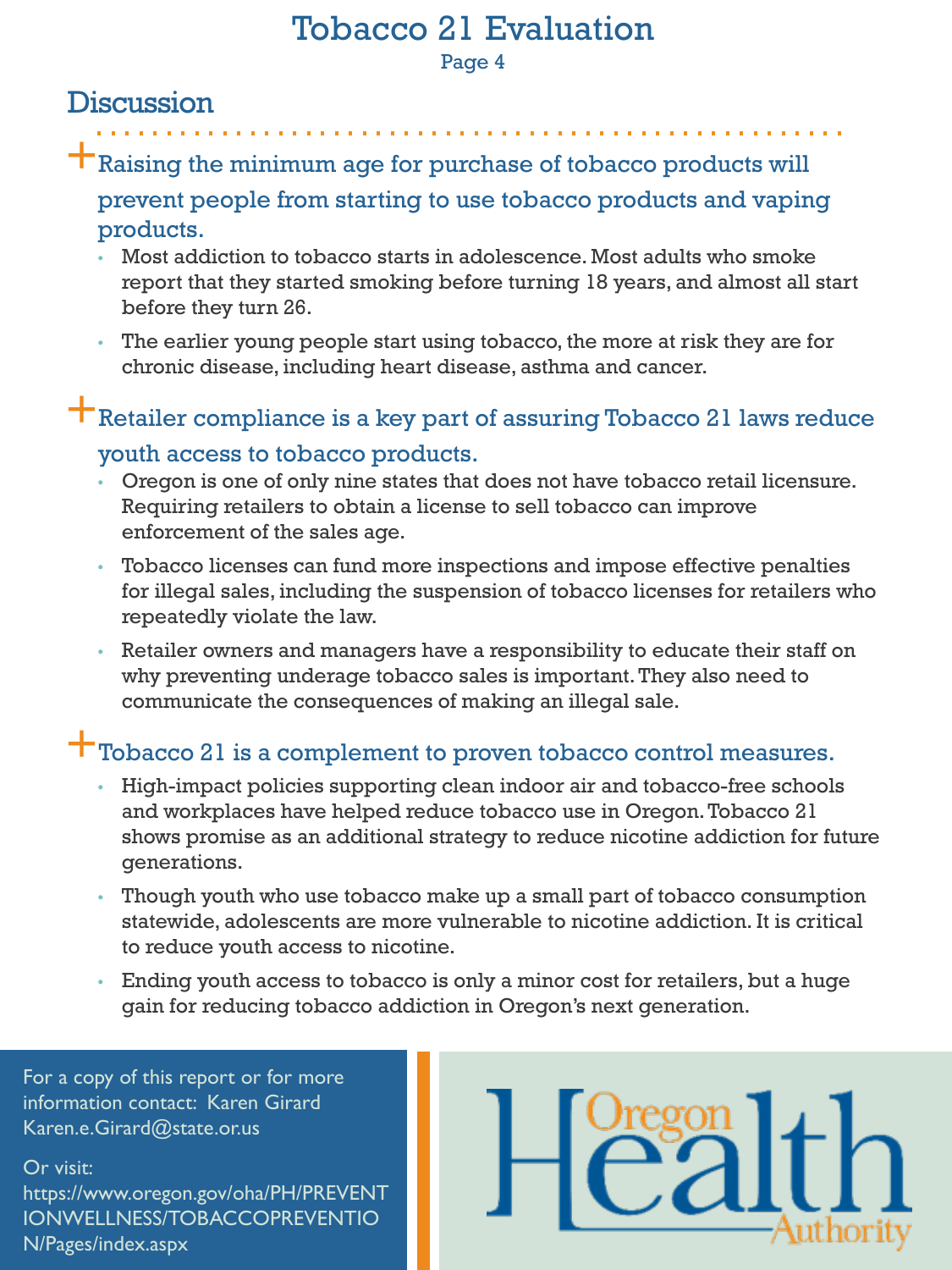## Discussion

### Raising the minimum age for purchase of tobacco products will prevent people from starting to use tobacco products and vaping products.

- Most addiction to tobacco starts in adolescence. Most adults who smoke report that they started smoking before turning 18 years, and almost all start before they turn 26.
- The earlier young people start using tobacco, the more at risk they are for chronic disease, including heart disease, asthma and cancer.

### Retailer compliance is a key part of assuring Tobacco 21 laws reduce youth access to tobacco products.

- Oregon is one of only nine states that does not have tobacco retail licensure. Requiring retailers to obtain a license to sell tobacco can improve enforcement of the sales age.
- Tobacco licenses can fund more inspections and impose effective penalties for illegal sales, including the suspension of tobacco licenses for retailers who repeatedly violate the law.
- Retailer owners and managers have a responsibility to educate their staff on why preventing underage tobacco sales is important. They also need to communicate the consequences of making an illegal sale.

### Tobacco 21 is a complement to proven tobacco control measures.

- High-impact policies supporting clean indoor air and tobacco-free schools and workplaces have helped reduce tobacco use in Oregon. Tobacco 21 shows promise as an additional strategy to reduce nicotine addiction for future generations.
- Though youth who use tobacco make up a small part of tobacco consumption statewide, adolescents are more vulnerable to nicotine addiction. It is critical to reduce youth access to nicotine.
- Ending youth access to tobacco is only a minor cost for retailers, but a huge gain for reducing tobacco addiction in Oregon's next generation.

For a copy of this report or for more information contact: Karen Girard Karen.e.Girard@state.or.us

Or visit: https://www.oregon.gov/oha/PH/PREVENTIONWELLNESS/TOBACCOPREVENTION/Pages/index.aspx

Oregon Health Authority